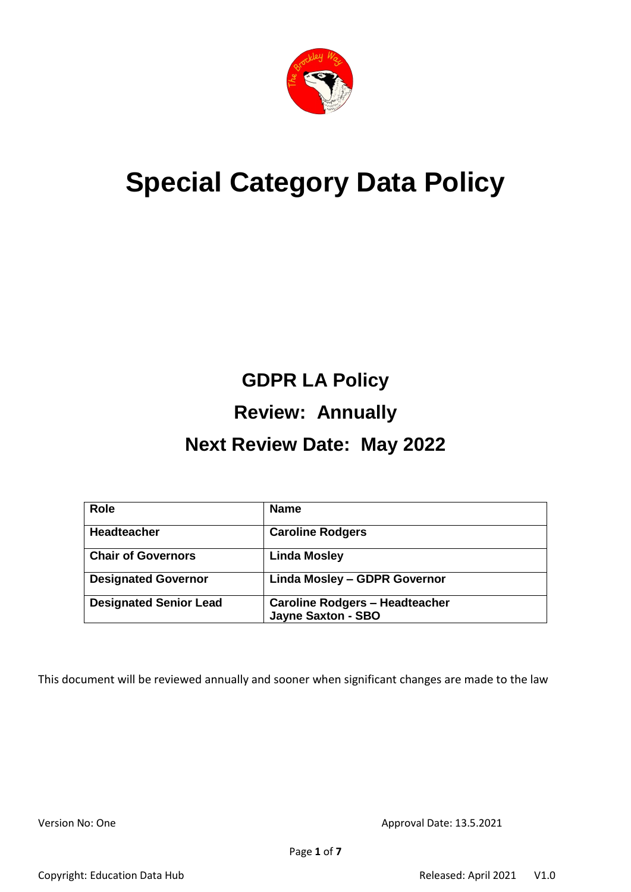# Special Category Data Policy

## GDPR LA Policy

## Review: Annually

## Next Review Date: May 2022

| Role | Name |
|---|---|
| **Headteacher** | **Caroline Rodgers** |
| **Chair of Governors** | **Linda Mosley** |
| **Designated Governor** | **Linda Mosley – GDPR Governor** |
| **Designated Senior Lead** | **Caroline Rodgers – Headteacher**<br>**Jayne Saxton - SBO** |

This document will be reviewed annually and sooner when significant changes are made to the law

Version No: One

Approval Date: 13.5.2021

Copyright: Education Data Hub

Released: April 2021 V1.0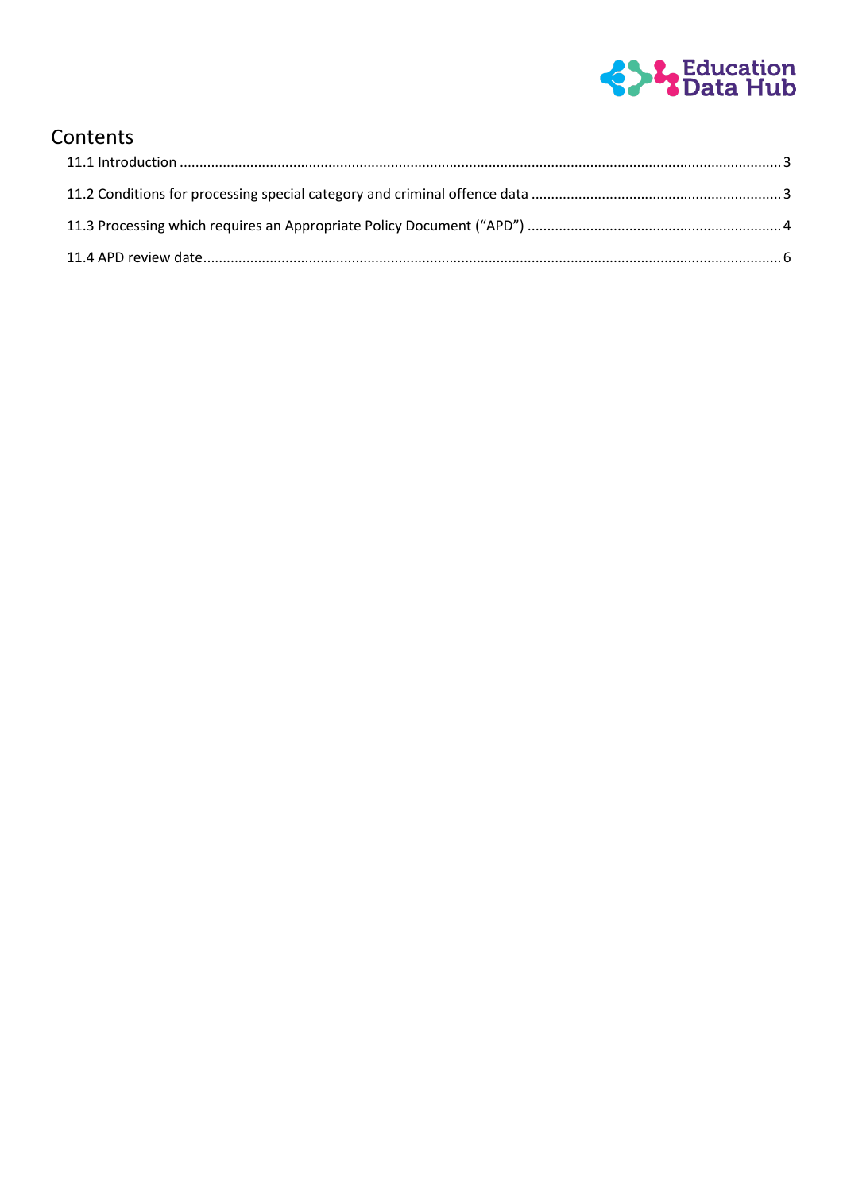# Contents

11.1 Introduction .......................................................................................................................................... 3

11.2 Conditions for processing special category and criminal offence data ............................................................... 3

11.3 Processing which requires an Appropriate Policy Document ("APD") ................................................................ 4

11.4 APD review date ..................................................................................................................................... 6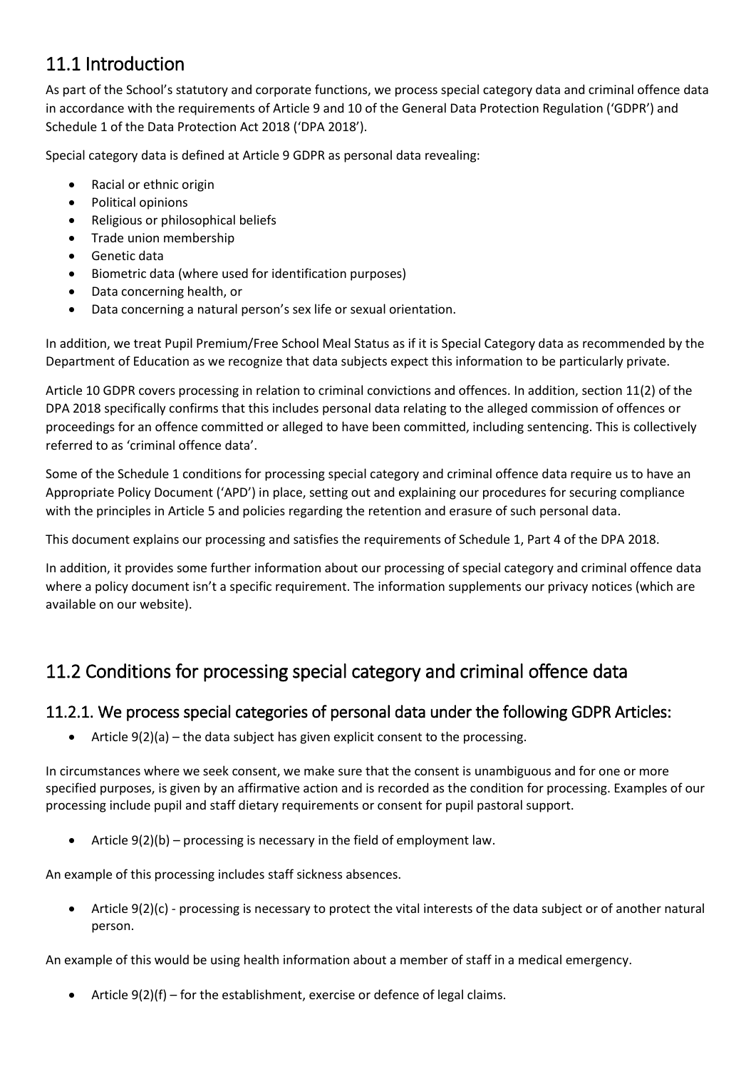## 11.1 Introduction

As part of the School's statutory and corporate functions, we process special category data and criminal offence data in accordance with the requirements of Article 9 and 10 of the General Data Protection Regulation ('GDPR') and Schedule 1 of the Data Protection Act 2018 ('DPA 2018').

Special category data is defined at Article 9 GDPR as personal data revealing:

- Racial or ethnic origin
- Political opinions
- Religious or philosophical beliefs
- Trade union membership
- Genetic data
- Biometric data (where used for identification purposes)
- Data concerning health, or
- Data concerning a natural person's sex life or sexual orientation.

In addition, we treat Pupil Premium/Free School Meal Status as if it is Special Category data as recommended by the Department of Education as we recognize that data subjects expect this information to be particularly private.

Article 10 GDPR covers processing in relation to criminal convictions and offences. In addition, section 11(2) of the DPA 2018 specifically confirms that this includes personal data relating to the alleged commission of offences or proceedings for an offence committed or alleged to have been committed, including sentencing. This is collectively referred to as 'criminal offence data'.

Some of the Schedule 1 conditions for processing special category and criminal offence data require us to have an Appropriate Policy Document ('APD') in place, setting out and explaining our procedures for securing compliance with the principles in Article 5 and policies regarding the retention and erasure of such personal data.

This document explains our processing and satisfies the requirements of Schedule 1, Part 4 of the DPA 2018.

In addition, it provides some further information about our processing of special category and criminal offence data where a policy document isn't a specific requirement. The information supplements our privacy notices (which are available on our website).

## 11.2 Conditions for processing special category and criminal offence data

### 11.2.1. We process special categories of personal data under the following GDPR Articles:

- Article 9(2)(a) – the data subject has given explicit consent to the processing.

In circumstances where we seek consent, we make sure that the consent is unambiguous and for one or more specified purposes, is given by an affirmative action and is recorded as the condition for processing. Examples of our processing include pupil and staff dietary requirements or consent for pupil pastoral support.

- Article 9(2)(b) – processing is necessary in the field of employment law.

An example of this processing includes staff sickness absences.

- Article 9(2)(c) - processing is necessary to protect the vital interests of the data subject or of another natural person.

An example of this would be using health information about a member of staff in a medical emergency.

- Article 9(2)(f) – for the establishment, exercise or defence of legal claims.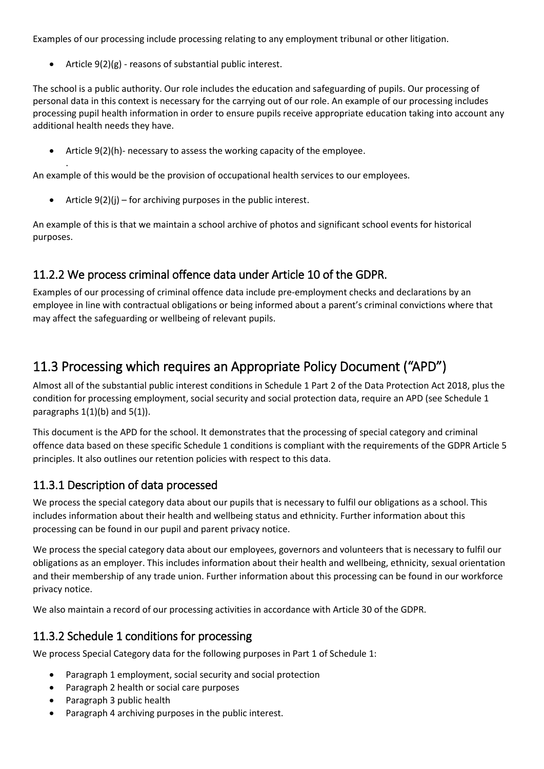Examples of our processing include processing relating to any employment tribunal or other litigation.

- Article 9(2)(g) - reasons of substantial public interest.

The school is a public authority. Our role includes the education and safeguarding of pupils. Our processing of personal data in this context is necessary for the carrying out of our role. An example of our processing includes processing pupil health information in order to ensure pupils receive appropriate education taking into account any additional health needs they have.

- Article 9(2)(h)- necessary to assess the working capacity of the employee.

.
An example of this would be the provision of occupational health services to our employees.

- Article 9(2)(j) – for archiving purposes in the public interest.

An example of this is that we maintain a school archive of photos and significant school events for historical purposes.

### 11.2.2 We process criminal offence data under Article 10 of the GDPR.

Examples of our processing of criminal offence data include pre-employment checks and declarations by an employee in line with contractual obligations or being informed about a parent's criminal convictions where that may affect the safeguarding or wellbeing of relevant pupils.

## 11.3 Processing which requires an Appropriate Policy Document ("APD")

Almost all of the substantial public interest conditions in Schedule 1 Part 2 of the Data Protection Act 2018, plus the condition for processing employment, social security and social protection data, require an APD (see Schedule 1 paragraphs 1(1)(b) and 5(1)).

This document is the APD for the school. It demonstrates that the processing of special category and criminal offence data based on these specific Schedule 1 conditions is compliant with the requirements of the GDPR Article 5 principles. It also outlines our retention policies with respect to this data.

### 11.3.1 Description of data processed

We process the special category data about our pupils that is necessary to fulfil our obligations as a school. This includes information about their health and wellbeing status and ethnicity. Further information about this processing can be found in our pupil and parent privacy notice.

We process the special category data about our employees, governors and volunteers that is necessary to fulfil our obligations as an employer. This includes information about their health and wellbeing, ethnicity, sexual orientation and their membership of any trade union. Further information about this processing can be found in our workforce privacy notice.

We also maintain a record of our processing activities in accordance with Article 30 of the GDPR.

### 11.3.2 Schedule 1 conditions for processing

We process Special Category data for the following purposes in Part 1 of Schedule 1:

- Paragraph 1 employment, social security and social protection
- Paragraph 2 health or social care purposes
- Paragraph 3 public health
- Paragraph 4 archiving purposes in the public interest.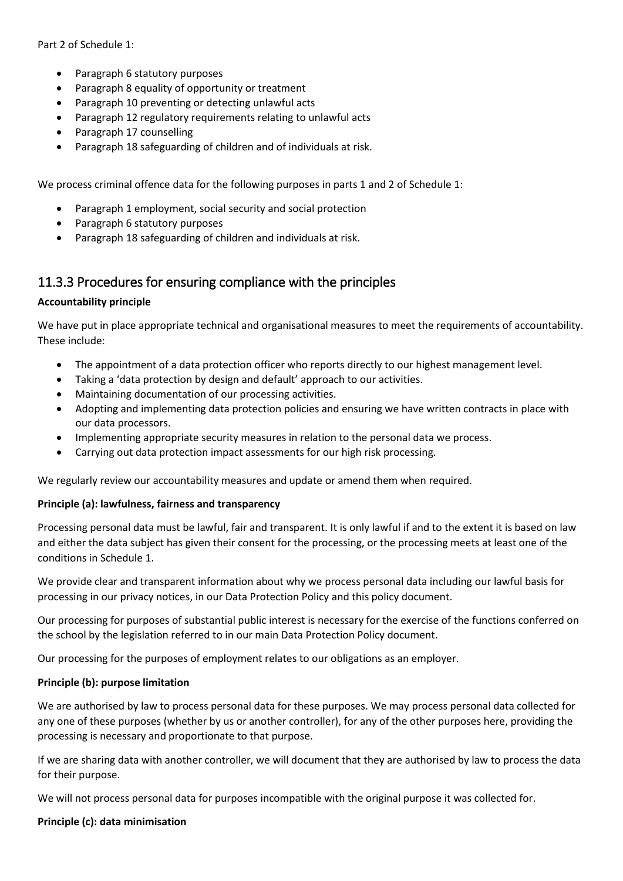Part 2 of Schedule 1:

- Paragraph 6 statutory purposes
- Paragraph 8 equality of opportunity or treatment
- Paragraph 10 preventing or detecting unlawful acts
- Paragraph 12 regulatory requirements relating to unlawful acts
- Paragraph 17 counselling
- Paragraph 18 safeguarding of children and of individuals at risk.

We process criminal offence data for the following purposes in parts 1 and 2 of Schedule 1:

- Paragraph 1 employment, social security and social protection
- Paragraph 6 statutory purposes
- Paragraph 18 safeguarding of children and individuals at risk.

## 11.3.3 Procedures for ensuring compliance with the principles

**Accountability principle**

We have put in place appropriate technical and organisational measures to meet the requirements of accountability. These include:

- The appointment of a data protection officer who reports directly to our highest management level.
- Taking a 'data protection by design and default' approach to our activities.
- Maintaining documentation of our processing activities.
- Adopting and implementing data protection policies and ensuring we have written contracts in place with our data processors.
- Implementing appropriate security measures in relation to the personal data we process.
- Carrying out data protection impact assessments for our high risk processing.

We regularly review our accountability measures and update or amend them when required.

**Principle (a): lawfulness, fairness and transparency**

Processing personal data must be lawful, fair and transparent. It is only lawful if and to the extent it is based on law and either the data subject has given their consent for the processing, or the processing meets at least one of the conditions in Schedule 1.

We provide clear and transparent information about why we process personal data including our lawful basis for processing in our privacy notices, in our Data Protection Policy and this policy document.

Our processing for purposes of substantial public interest is necessary for the exercise of the functions conferred on the school by the legislation referred to in our main Data Protection Policy document.

Our processing for the purposes of employment relates to our obligations as an employer.

**Principle (b): purpose limitation**

We are authorised by law to process personal data for these purposes. We may process personal data collected for any one of these purposes (whether by us or another controller), for any of the other purposes here, providing the processing is necessary and proportionate to that purpose.

If we are sharing data with another controller, we will document that they are authorised by law to process the data for their purpose.

We will not process personal data for purposes incompatible with the original purpose it was collected for.

**Principle (c): data minimisation**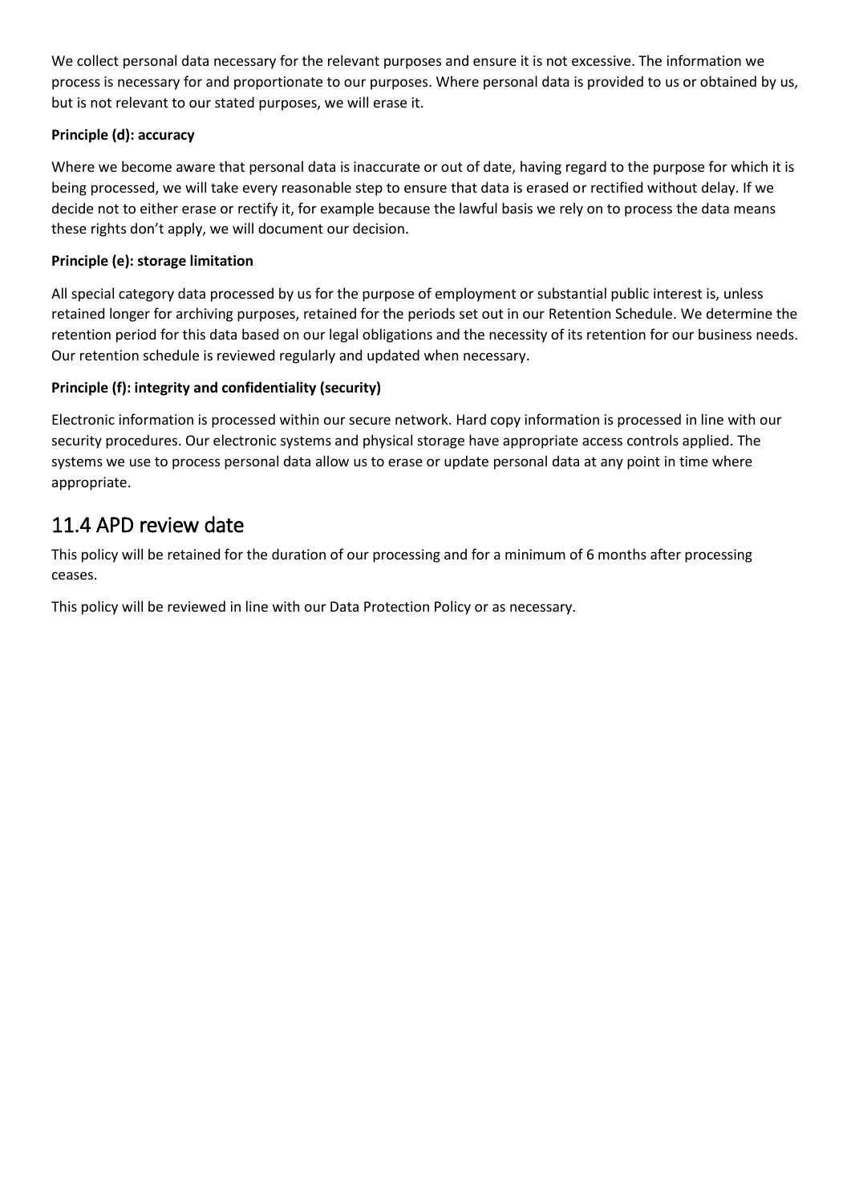We collect personal data necessary for the relevant purposes and ensure it is not excessive. The information we process is necessary for and proportionate to our purposes. Where personal data is provided to us or obtained by us, but is not relevant to our stated purposes, we will erase it.

**Principle (d): accuracy**

Where we become aware that personal data is inaccurate or out of date, having regard to the purpose for which it is being processed, we will take every reasonable step to ensure that data is erased or rectified without delay. If we decide not to either erase or rectify it, for example because the lawful basis we rely on to process the data means these rights don't apply, we will document our decision.

**Principle (e): storage limitation**

All special category data processed by us for the purpose of employment or substantial public interest is, unless retained longer for archiving purposes, retained for the periods set out in our Retention Schedule. We determine the retention period for this data based on our legal obligations and the necessity of its retention for our business needs. Our retention schedule is reviewed regularly and updated when necessary.

**Principle (f): integrity and confidentiality (security)**

Electronic information is processed within our secure network. Hard copy information is processed in line with our security procedures. Our electronic systems and physical storage have appropriate access controls applied. The systems we use to process personal data allow us to erase or update personal data at any point in time where appropriate.

## 11.4 APD review date

This policy will be retained for the duration of our processing and for a minimum of 6 months after processing ceases.

This policy will be reviewed in line with our Data Protection Policy or as necessary.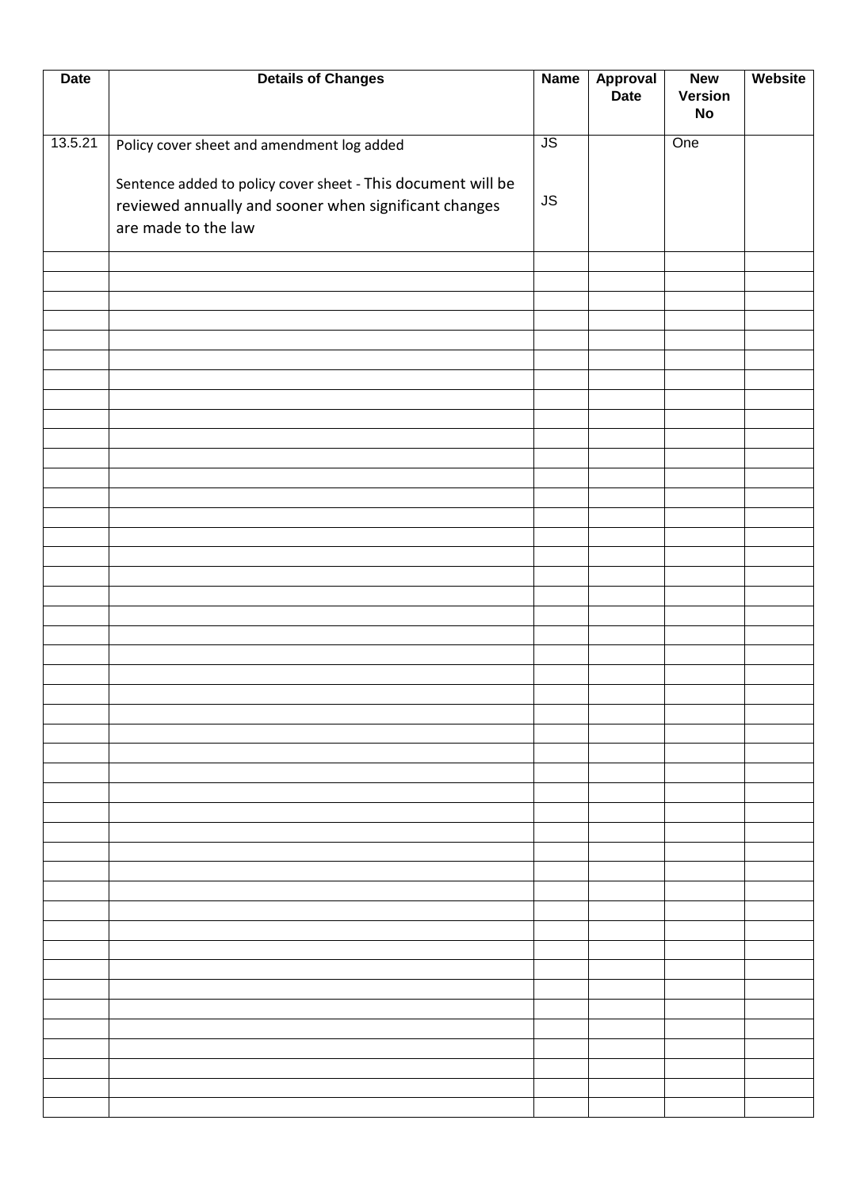| Date | Details of Changes | Name | Approval Date | New Version No | Website |
|---|---|---|---|---|---|
| 13.5.21 | Policy cover sheet and amendment log added<br><br>Sentence added to policy cover sheet - This document will be reviewed annually and sooner when significant changes are made to the law | JS<br><br>JS | | One | |
| | | | | | |
| | | | | | |
| | | | | | |
| | | | | | |
| | | | | | |
| | | | | | |
| | | | | | |
| | | | | | |
| | | | | | |
| | | | | | |
| | | | | | |
| | | | | | |
| | | | | | |
| | | | | | |
| | | | | | |
| | | | | | |
| | | | | | |
| | | | | | |
| | | | | | |
| | | | | | |
| | | | | | |
| | | | | | |
| | | | | | |
| | | | | | |
| | | | | | |
| | | | | | |
| | | | | | |
| | | | | | |
| | | | | | |
| | | | | | |
| | | | | | |
| | | | | | |
| | | | | | |
| | | | | | |
| | | | | | |
| | | | | | |
| | | | | | |
| | | | | | |
| | | | | | |
| | | | | | |
| | | | | | |
| | | | | | |
| | | | | | |
| | | | | | |
| | | | | | |
| | | | | | |
| | | | | | |
| | | | | | |